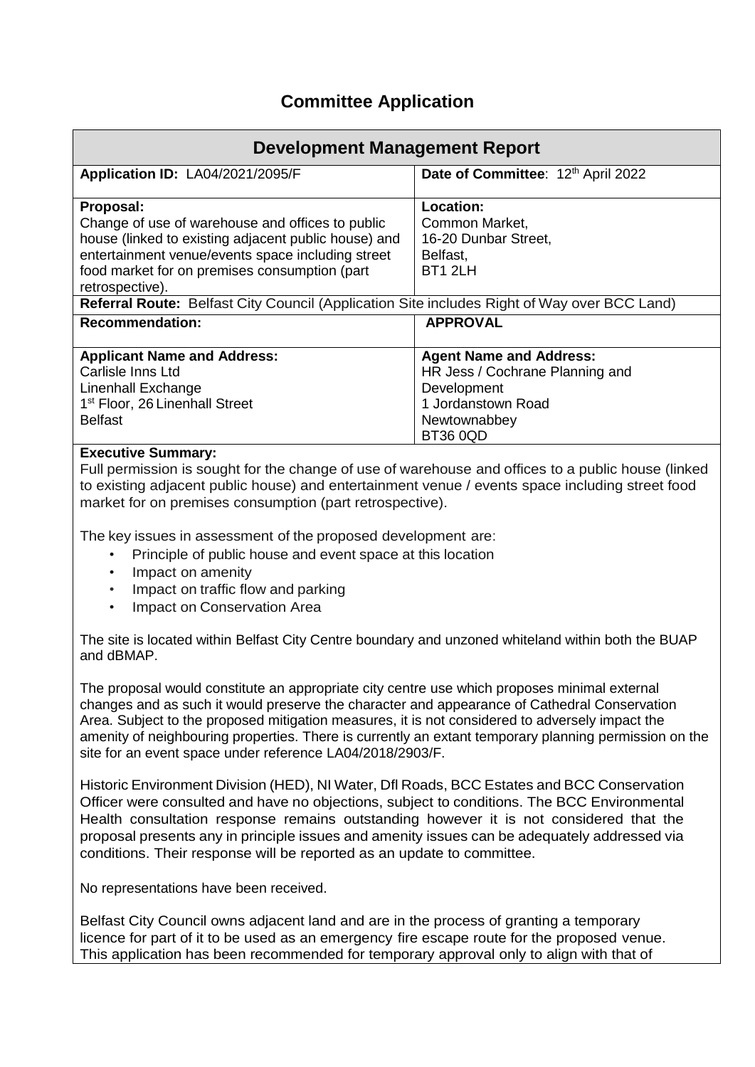# Committee Application

| Development Management Report | |
|---|---|
| **Application ID:** LA04/2021/2095/F | **Date of Committee**: 12th April 2022 |
| **Proposal:**<br>Change of use of warehouse and offices to public house (linked to existing adjacent public house) and entertainment venue/events space including street food market for on premises consumption (part retrospective). | **Location:**<br>Common Market,<br>16-20 Dunbar Street,<br>Belfast,<br>BT1 2LH |
| **Referral Route:** Belfast City Council (Application Site includes Right of Way over BCC Land) | |
| **Recommendation:** | **APPROVAL** |
| **Applicant Name and Address:**<br>Carlisle Inns Ltd<br>Linenhall Exchange<br>1st Floor, 26 Linenhall Street<br>Belfast | **Agent Name and Address:**<br>HR Jess / Cochrane Planning and Development<br>1 Jordanstown Road<br>Newtownabbey<br>BT36 0QD |

**Executive Summary:**

Full permission is sought for the change of use of warehouse and offices to a public house (linked to existing adjacent public house) and entertainment venue / events space including street food market for on premises consumption (part retrospective).

The key issues in assessment of the proposed development are:

- Principle of public house and event space at this location
- Impact on amenity
- Impact on traffic flow and parking
- Impact on Conservation Area

The site is located within Belfast City Centre boundary and unzoned whiteland within both the BUAP and dBMAP.

The proposal would constitute an appropriate city centre use which proposes minimal external changes and as such it would preserve the character and appearance of Cathedral Conservation Area. Subject to the proposed mitigation measures, it is not considered to adversely impact the amenity of neighbouring properties. There is currently an extant temporary planning permission on the site for an event space under reference LA04/2018/2903/F.

Historic Environment Division (HED), NI Water, DfI Roads, BCC Estates and BCC Conservation Officer were consulted and have no objections, subject to conditions. The BCC Environmental Health consultation response remains outstanding however it is not considered that the proposal presents any in principle issues and amenity issues can be adequately addressed via conditions. Their response will be reported as an update to committee.

No representations have been received.

Belfast City Council owns adjacent land and are in the process of granting a temporary licence for part of it to be used as an emergency fire escape route for the proposed venue. This application has been recommended for temporary approval only to align with that of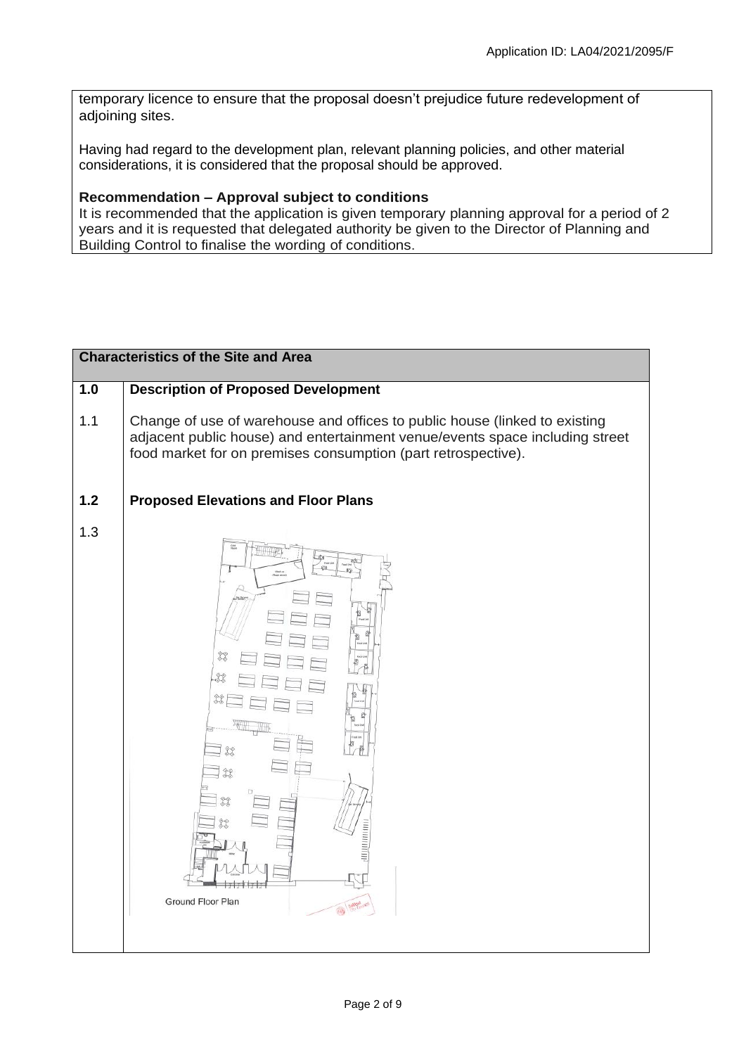temporary licence to ensure that the proposal doesn't prejudice future redevelopment of adjoining sites.

Having had regard to the development plan, relevant planning policies, and other material considerations, it is considered that the proposal should be approved.

**Recommendation – Approval subject to conditions**

It is recommended that the application is given temporary planning approval for a period of 2 years and it is requested that delegated authority be given to the Director of Planning and Building Control to finalise the wording of conditions.

| **Characteristics of the Site and Area** | |
|---|---|
| **1.0** | **Description of Proposed Development** |
| 1.1 | Change of use of warehouse and offices to public house (linked to existing adjacent public house) and entertainment venue/events space including street food market for on premises consumption (part retrospective). |
| **1.2** | **Proposed Elevations and Floor Plans** |
| 1.3 | Ground Floor Plan |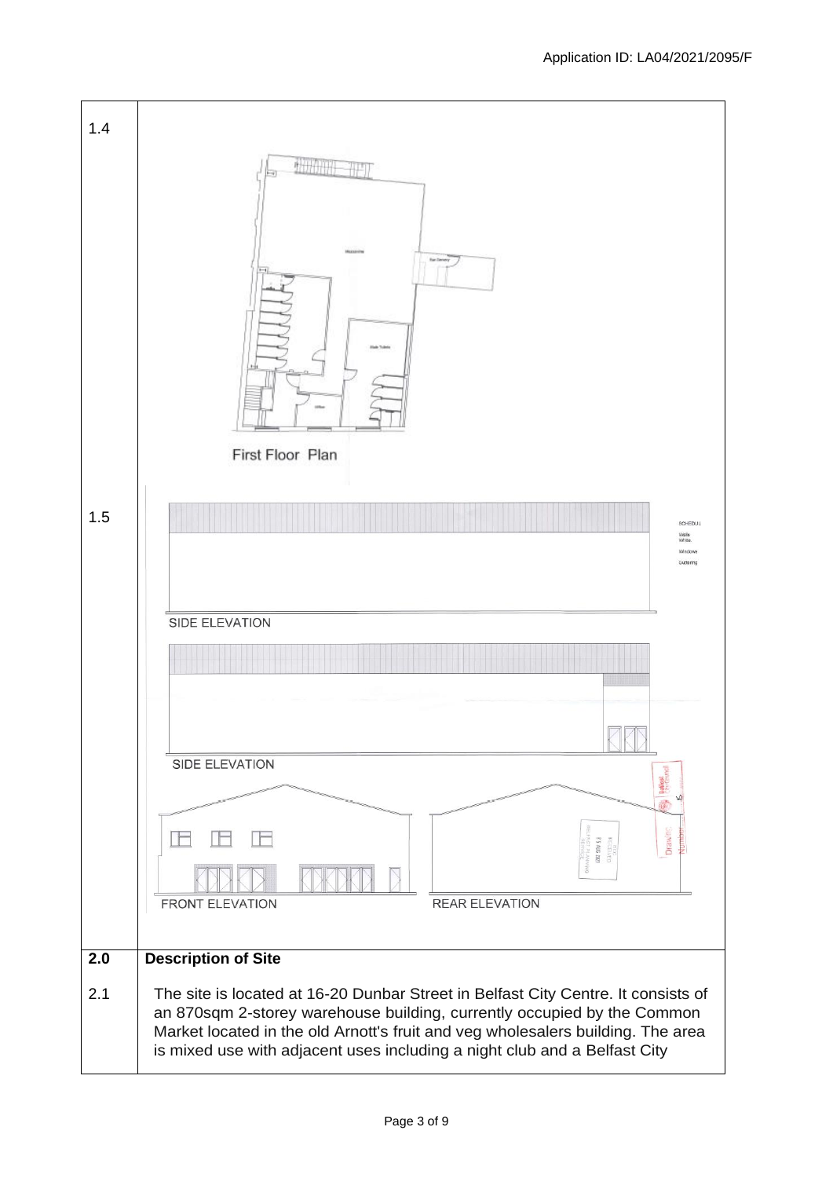1.4

First Floor Plan

1.5

SIDE ELEVATION

SIDE ELEVATION

FRONT ELEVATION

REAR ELEVATION

## 2.0 Description of Site

2.1 The site is located at 16-20 Dunbar Street in Belfast City Centre. It consists of an 870sqm 2-storey warehouse building, currently occupied by the Common Market located in the old Arnott's fruit and veg wholesalers building. The area is mixed use with adjacent uses including a night club and a Belfast City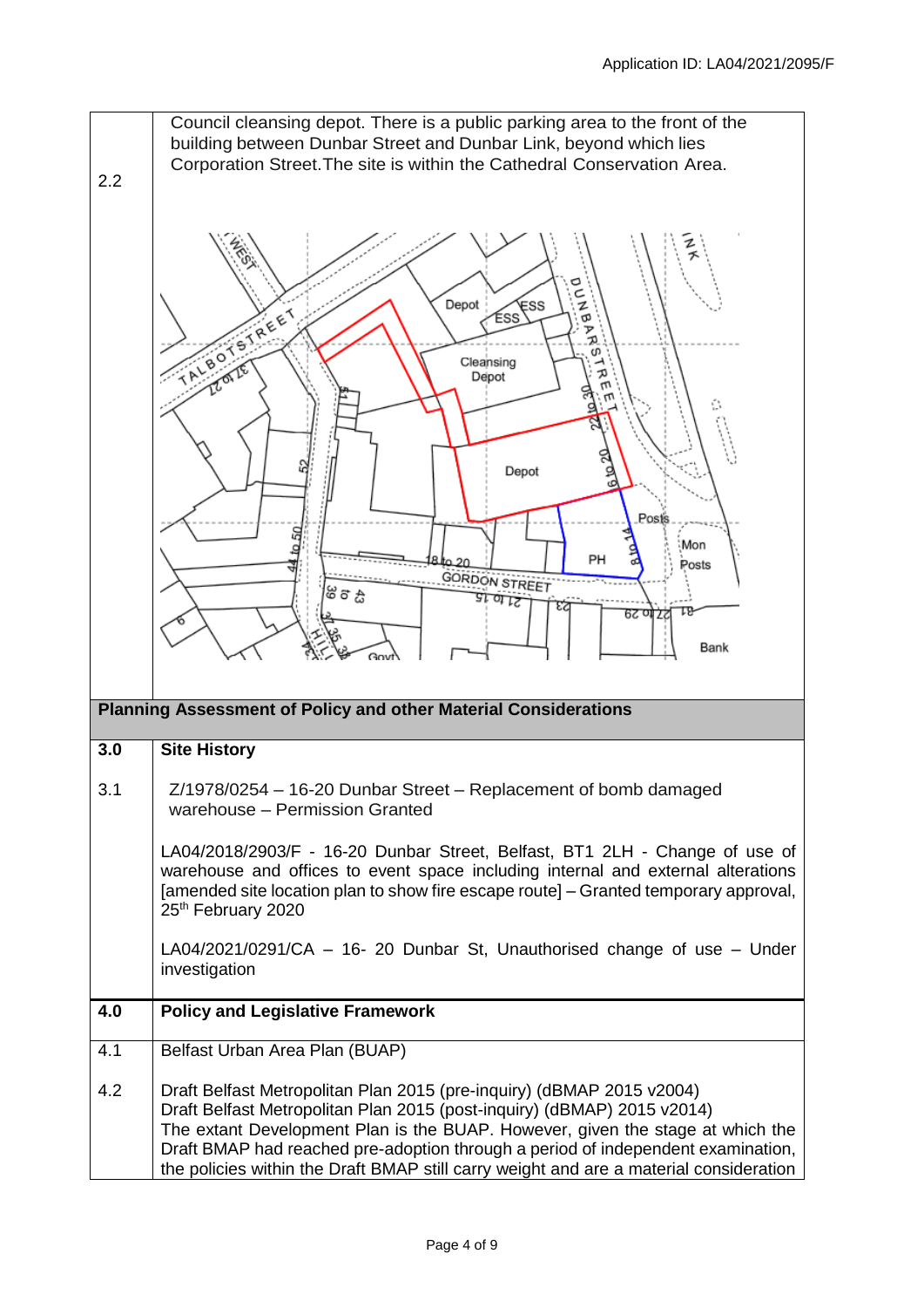| | |
|---|---|
| 2.2 | Council cleansing depot. There is a public parking area to the front of the building between Dunbar Street and Dunbar Link, beyond which lies Corporation Street. The site is within the Cathedral Conservation Area. |

**Planning Assessment of Policy and other Material Considerations**

| | |
|---|---|
| **3.0** | **Site History** |
| 3.1 | Z/1978/0254 – 16-20 Dunbar Street – Replacement of bomb damaged warehouse – Permission Granted<br><br>LA04/2018/2903/F - 16-20 Dunbar Street, Belfast, BT1 2LH - Change of use of warehouse and offices to event space including internal and external alterations [amended site location plan to show fire escape route] – Granted temporary approval, 25th February 2020<br><br>LA04/2021/0291/CA – 16- 20 Dunbar St, Unauthorised change of use – Under investigation |
| **4.0** | **Policy and Legislative Framework** |
| 4.1 | Belfast Urban Area Plan (BUAP) |
| 4.2 | Draft Belfast Metropolitan Plan 2015 (pre-inquiry) (dBMAP 2015 v2004)<br>Draft Belfast Metropolitan Plan 2015 (post-inquiry) (dBMAP) 2015 v2014)<br>The extant Development Plan is the BUAP. However, given the stage at which the Draft BMAP had reached pre-adoption through a period of independent examination, the policies within the Draft BMAP still carry weight and are a material consideration |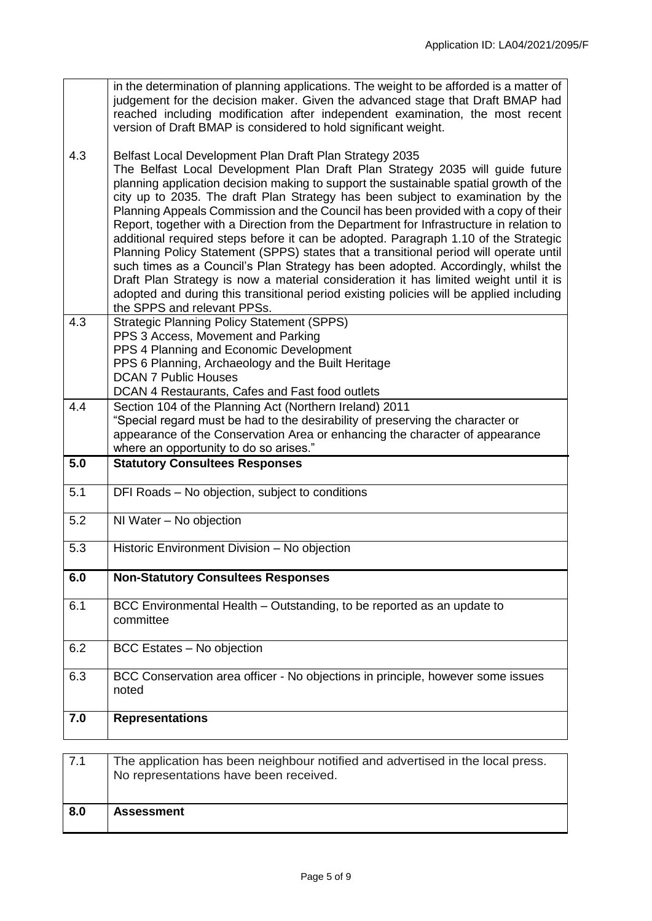|  |  |
| --- | --- |
|  | in the determination of planning applications. The weight to be afforded is a matter of judgement for the decision maker. Given the advanced stage that Draft BMAP had reached including modification after independent examination, the most recent version of Draft BMAP is considered to hold significant weight. |
| 4.3 | Belfast Local Development Plan Draft Plan Strategy 2035<br>The Belfast Local Development Plan Draft Plan Strategy 2035 will guide future planning application decision making to support the sustainable spatial growth of the city up to 2035. The draft Plan Strategy has been subject to examination by the Planning Appeals Commission and the Council has been provided with a copy of their Report, together with a Direction from the Department for Infrastructure in relation to additional required steps before it can be adopted. Paragraph 1.10 of the Strategic Planning Policy Statement (SPPS) states that a transitional period will operate until such times as a Council's Plan Strategy has been adopted. Accordingly, whilst the Draft Plan Strategy is now a material consideration it has limited weight until it is adopted and during this transitional period existing policies will be applied including the SPPS and relevant PPSs. |
| 4.3 | Strategic Planning Policy Statement (SPPS)<br>PPS 3 Access, Movement and Parking<br>PPS 4 Planning and Economic Development<br>PPS 6 Planning, Archaeology and the Built Heritage<br>DCAN 7 Public Houses<br>DCAN 4 Restaurants, Cafes and Fast food outlets |
| 4.4 | Section 104 of the Planning Act (Northern Ireland) 2011<br>"Special regard must be had to the desirability of preserving the character or appearance of the Conservation Area or enhancing the character of appearance where an opportunity to do so arises." |
| **5.0** | **Statutory Consultees Responses** |
| 5.1 | DFI Roads – No objection, subject to conditions |
| 5.2 | NI Water – No objection |
| 5.3 | Historic Environment Division – No objection |
| **6.0** | **Non-Statutory Consultees Responses** |
| 6.1 | BCC Environmental Health – Outstanding, to be reported as an update to committee |
| 6.2 | BCC Estates – No objection |
| 6.3 | BCC Conservation area officer - No objections in principle, however some issues noted |
| **7.0** | **Representations** |
| 7.1 | The application has been neighbour notified and advertised in the local press. No representations have been received. |
| **8.0** | **Assessment** |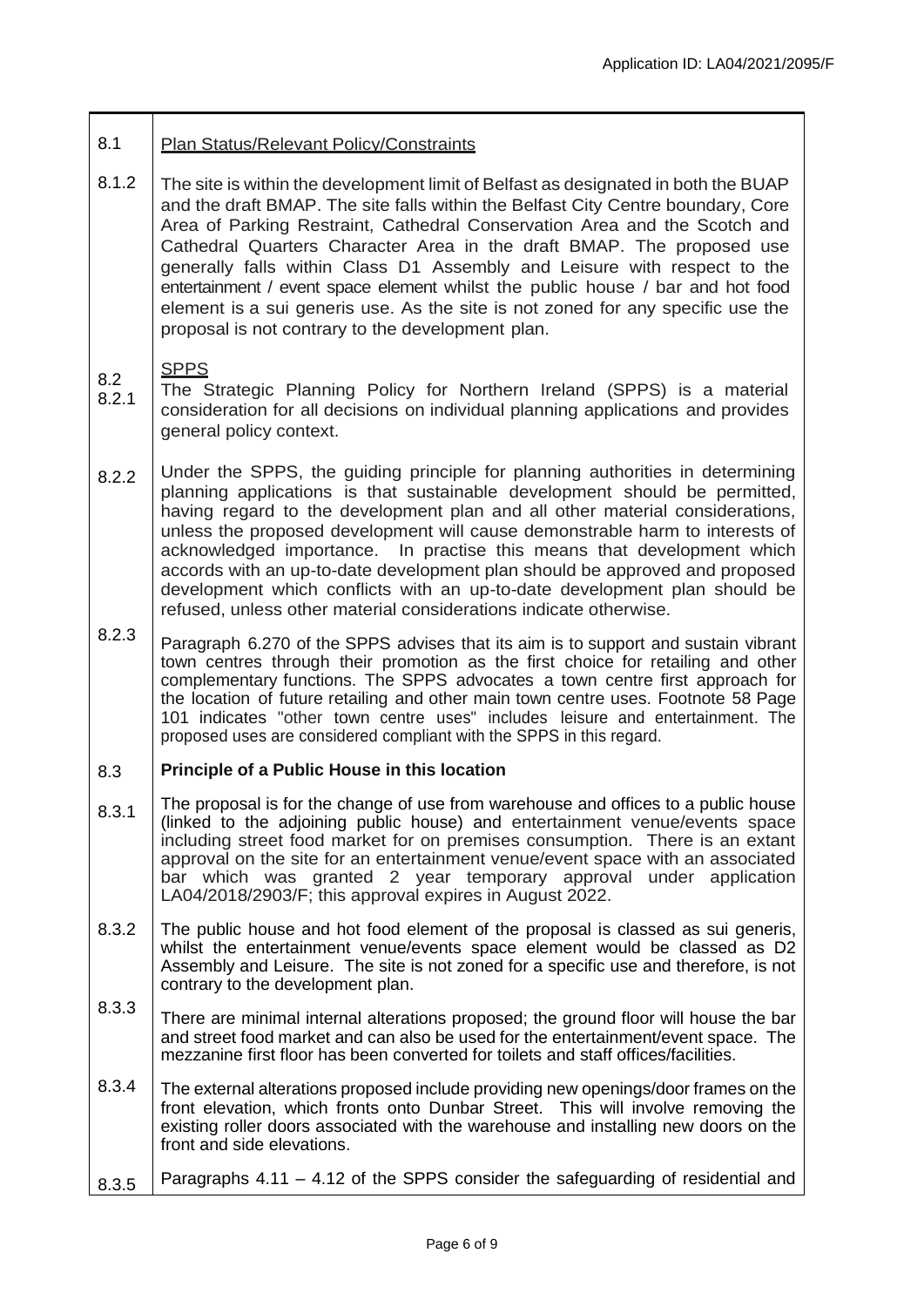8.1 Plan Status/Relevant Policy/Constraints

8.1.2 The site is within the development limit of Belfast as designated in both the BUAP and the draft BMAP. The site falls within the Belfast City Centre boundary, Core Area of Parking Restraint, Cathedral Conservation Area and the Scotch and Cathedral Quarters Character Area in the draft BMAP. The proposed use generally falls within Class D1 Assembly and Leisure with respect to the entertainment / event space element whilst the public house / bar and hot food element is a sui generis use. As the site is not zoned for any specific use the proposal is not contrary to the development plan.

8.2 SPPS

8.2.1 The Strategic Planning Policy for Northern Ireland (SPPS) is a material consideration for all decisions on individual planning applications and provides general policy context.

8.2.2 Under the SPPS, the guiding principle for planning authorities in determining planning applications is that sustainable development should be permitted, having regard to the development plan and all other material considerations, unless the proposed development will cause demonstrable harm to interests of acknowledged importance. In practise this means that development which accords with an up-to-date development plan should be approved and proposed development which conflicts with an up-to-date development plan should be refused, unless other material considerations indicate otherwise.

8.2.3 Paragraph 6.270 of the SPPS advises that its aim is to support and sustain vibrant town centres through their promotion as the first choice for retailing and other complementary functions. The SPPS advocates a town centre first approach for the location of future retailing and other main town centre uses. Footnote 58 Page 101 indicates "other town centre uses" includes leisure and entertainment. The proposed uses are considered compliant with the SPPS in this regard.

8.3 **Principle of a Public House in this location**

8.3.1 The proposal is for the change of use from warehouse and offices to a public house (linked to the adjoining public house) and entertainment venue/events space including street food market for on premises consumption. There is an extant approval on the site for an entertainment venue/event space with an associated bar which was granted 2 year temporary approval under application LA04/2018/2903/F; this approval expires in August 2022.

8.3.2 The public house and hot food element of the proposal is classed as sui generis, whilst the entertainment venue/events space element would be classed as D2 Assembly and Leisure. The site is not zoned for a specific use and therefore, is not contrary to the development plan.

8.3.3 There are minimal internal alterations proposed; the ground floor will house the bar and street food market and can also be used for the entertainment/event space. The mezzanine first floor has been converted for toilets and staff offices/facilities.

8.3.4 The external alterations proposed include providing new openings/door frames on the front elevation, which fronts onto Dunbar Street. This will involve removing the existing roller doors associated with the warehouse and installing new doors on the front and side elevations.

8.3.5 Paragraphs 4.11 – 4.12 of the SPPS consider the safeguarding of residential and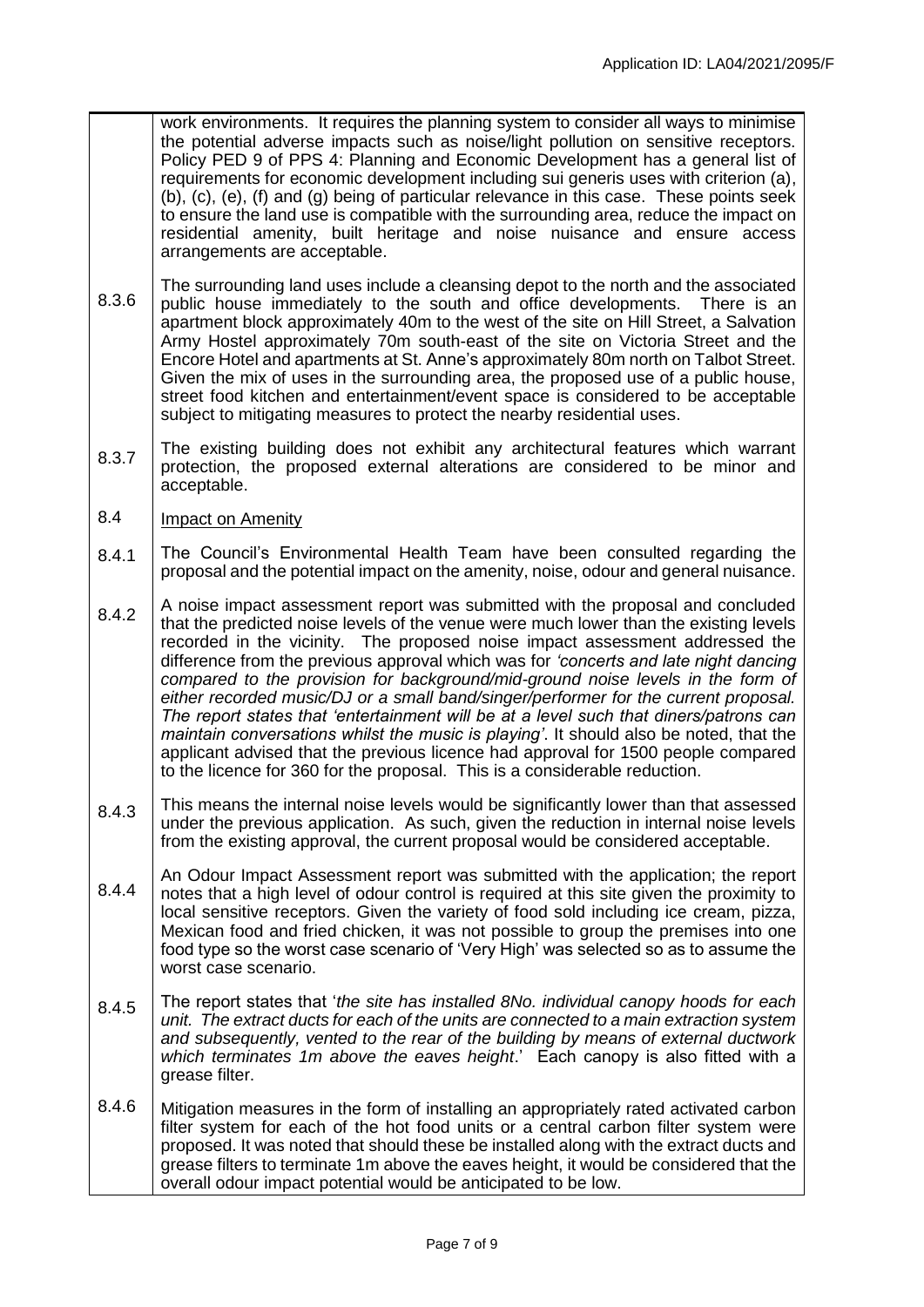| | |
|---|---|
| | work environments. It requires the planning system to consider all ways to minimise the potential adverse impacts such as noise/light pollution on sensitive receptors. Policy PED 9 of PPS 4: Planning and Economic Development has a general list of requirements for economic development including sui generis uses with criterion (a), (b), (c), (e), (f) and (g) being of particular relevance in this case. These points seek to ensure the land use is compatible with the surrounding area, reduce the impact on residential amenity, built heritage and noise nuisance and ensure access arrangements are acceptable. |
| 8.3.6 | The surrounding land uses include a cleansing depot to the north and the associated public house immediately to the south and office developments. There is an apartment block approximately 40m to the west of the site on Hill Street, a Salvation Army Hostel approximately 70m south-east of the site on Victoria Street and the Encore Hotel and apartments at St. Anne's approximately 80m north on Talbot Street. Given the mix of uses in the surrounding area, the proposed use of a public house, street food kitchen and entertainment/event space is considered to be acceptable subject to mitigating measures to protect the nearby residential uses. |
| 8.3.7 | The existing building does not exhibit any architectural features which warrant protection, the proposed external alterations are considered to be minor and acceptable. |
| 8.4 | <u>Impact on Amenity</u> |
| 8.4.1 | The Council's Environmental Health Team have been consulted regarding the proposal and the potential impact on the amenity, noise, odour and general nuisance. |
| 8.4.2 | A noise impact assessment report was submitted with the proposal and concluded that the predicted noise levels of the venue were much lower than the existing levels recorded in the vicinity. The proposed noise impact assessment addressed the difference from the previous approval which was for *'concerts and late night dancing compared to the provision for background/mid-ground noise levels in the form of either recorded music/DJ or a small band/singer/performer for the current proposal. The report states that 'entertainment will be at a level such that diners/patrons can maintain conversations whilst the music is playing'*. It should also be noted, that the applicant advised that the previous licence had approval for 1500 people compared to the licence for 360 for the proposal. This is a considerable reduction. |
| 8.4.3 | This means the internal noise levels would be significantly lower than that assessed under the previous application. As such, given the reduction in internal noise levels from the existing approval, the current proposal would be considered acceptable. |
| 8.4.4 | An Odour Impact Assessment report was submitted with the application; the report notes that a high level of odour control is required at this site given the proximity to local sensitive receptors. Given the variety of food sold including ice cream, pizza, Mexican food and fried chicken, it was not possible to group the premises into one food type so the worst case scenario of 'Very High' was selected so as to assume the worst case scenario. |
| 8.4.5 | The report states that '*the site has installed 8No. individual canopy hoods for each unit. The extract ducts for each of the units are connected to a main extraction system and subsequently, vented to the rear of the building by means of external ductwork which terminates 1m above the eaves height*.' Each canopy is also fitted with a grease filter. |
| 8.4.6 | Mitigation measures in the form of installing an appropriately rated activated carbon filter system for each of the hot food units or a central carbon filter system were proposed. It was noted that should these be installed along with the extract ducts and grease filters to terminate 1m above the eaves height, it would be considered that the overall odour impact potential would be anticipated to be low. |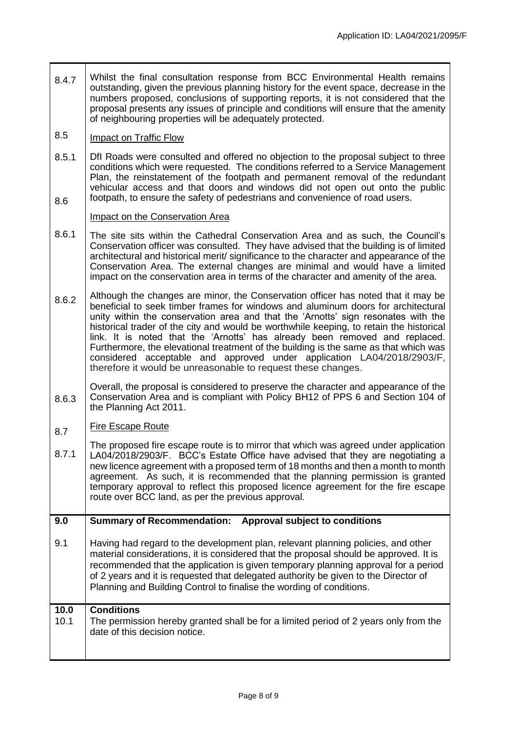| | |
|---|---|
| 8.4.7 | Whilst the final consultation response from BCC Environmental Health remains outstanding, given the previous planning history for the event space, decrease in the numbers proposed, conclusions of supporting reports, it is not considered that the proposal presents any issues of principle and conditions will ensure that the amenity of neighbouring properties will be adequately protected. |
| 8.5 | Impact on Traffic Flow |
| 8.5.1 | DfI Roads were consulted and offered no objection to the proposal subject to three conditions which were requested. The conditions referred to a Service Management Plan, the reinstatement of the footpath and permanent removal of the redundant vehicular access and that doors and windows did not open out onto the public footpath, to ensure the safety of pedestrians and convenience of road users. |
| 8.6 | Impact on the Conservation Area |
| 8.6.1 | The site sits within the Cathedral Conservation Area and as such, the Council's Conservation officer was consulted. They have advised that the building is of limited architectural and historical merit/ significance to the character and appearance of the Conservation Area. The external changes are minimal and would have a limited impact on the conservation area in terms of the character and amenity of the area. |
| 8.6.2 | Although the changes are minor, the Conservation officer has noted that it may be beneficial to seek timber frames for windows and aluminum doors for architectural unity within the conservation area and that the 'Arnotts' sign resonates with the historical trader of the city and would be worthwhile keeping, to retain the historical link. It is noted that the 'Arnotts' has already been removed and replaced. Furthermore, the elevational treatment of the building is the same as that which was considered acceptable and approved under application LA04/2018/2903/F, therefore it would be unreasonable to request these changes. |
| 8.6.3 | Overall, the proposal is considered to preserve the character and appearance of the Conservation Area and is compliant with Policy BH12 of PPS 6 and Section 104 of the Planning Act 2011. |
| 8.7 | Fire Escape Route |
| 8.7.1 | The proposed fire escape route is to mirror that which was agreed under application LA04/2018/2903/F. BCC's Estate Office have advised that they are negotiating a new licence agreement with a proposed term of 18 months and then a month to month agreement. As such, it is recommended that the planning permission is granted temporary approval to reflect this proposed licence agreement for the fire escape route over BCC land, as per the previous approval. |
| **9.0** | **Summary of Recommendation: Approval subject to conditions** |
| 9.1 | Having had regard to the development plan, relevant planning policies, and other material considerations, it is considered that the proposal should be approved. It is recommended that the application is given temporary planning approval for a period of 2 years and it is requested that delegated authority be given to the Director of Planning and Building Control to finalise the wording of conditions. |
| **10.0** | **Conditions** |
| 10.1 | The permission hereby granted shall be for a limited period of 2 years only from the date of this decision notice. |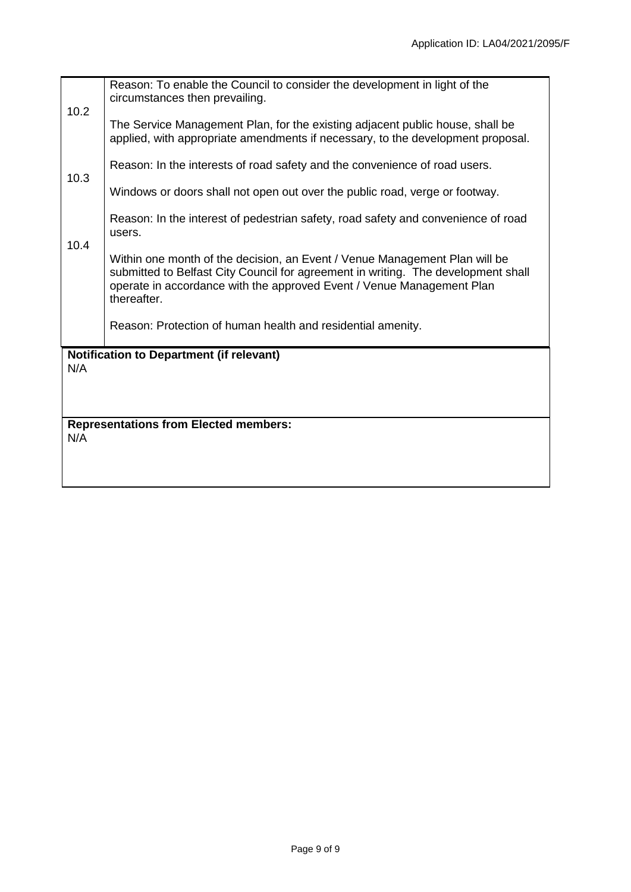| | |
|---|---|
| | Reason: To enable the Council to consider the development in light of the circumstances then prevailing. |
| 10.2 | The Service Management Plan, for the existing adjacent public house, shall be applied, with appropriate amendments if necessary, to the development proposal.<br><br>Reason: In the interests of road safety and the convenience of road users. |
| 10.3 | Windows or doors shall not open out over the public road, verge or footway.<br><br>Reason: In the interest of pedestrian safety, road safety and convenience of road users. |
| 10.4 | Within one month of the decision, an Event / Venue Management Plan will be submitted to Belfast City Council for agreement in writing. The development shall operate in accordance with the approved Event / Venue Management Plan thereafter.<br><br>Reason: Protection of human health and residential amenity. |

**Notification to Department (if relevant)**

N/A

**Representations from Elected members:**

N/A